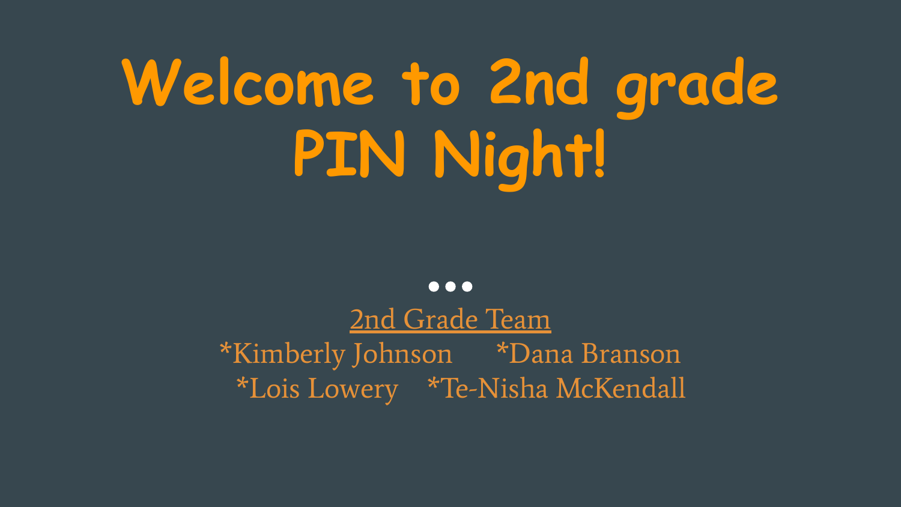# Welcome to 2nd grade PIN Night!

•••

<u>2nd Grade Team</u>

*Kimberly Johnson *Dana Branson

*Lois Lowery *Te-Nisha McKendall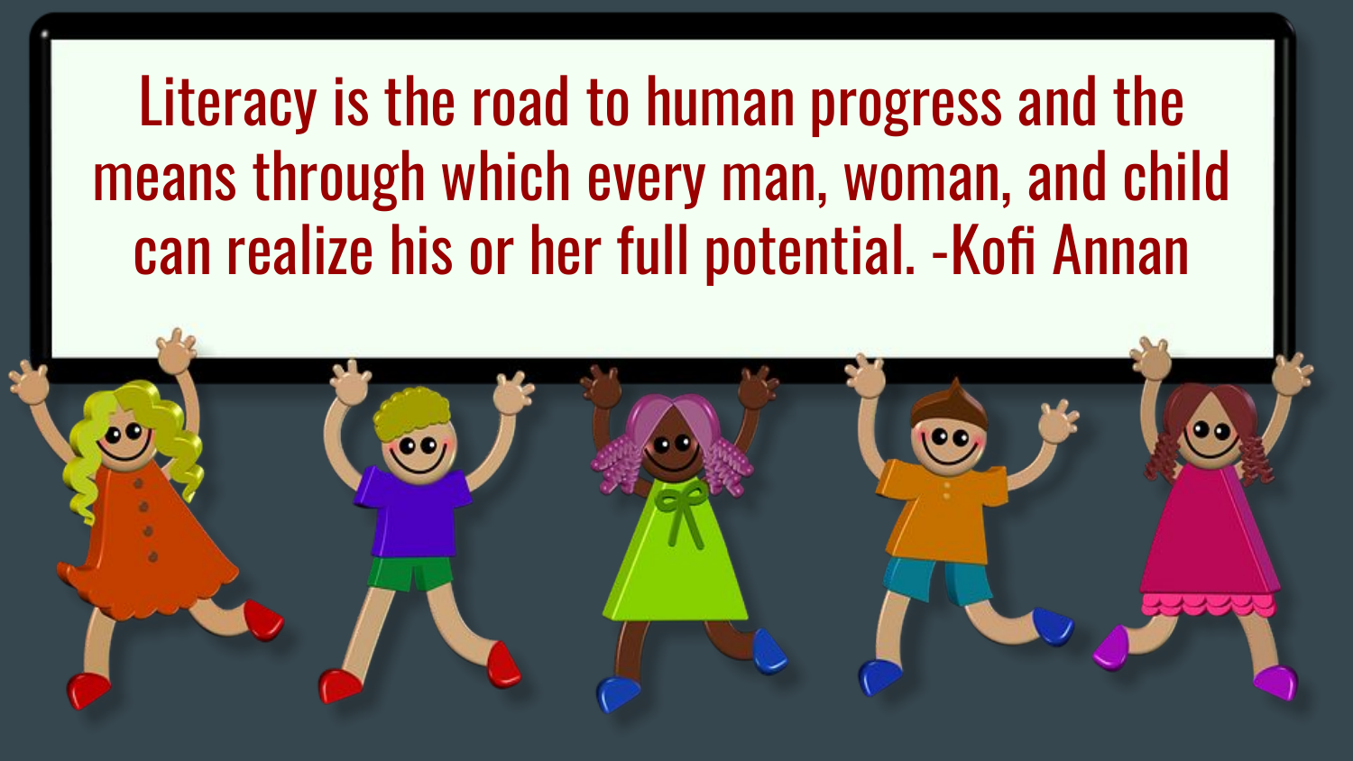Literacy is the road to human progress and the means through which every man, woman, and child can realize his or her full potential. -Kofi Annan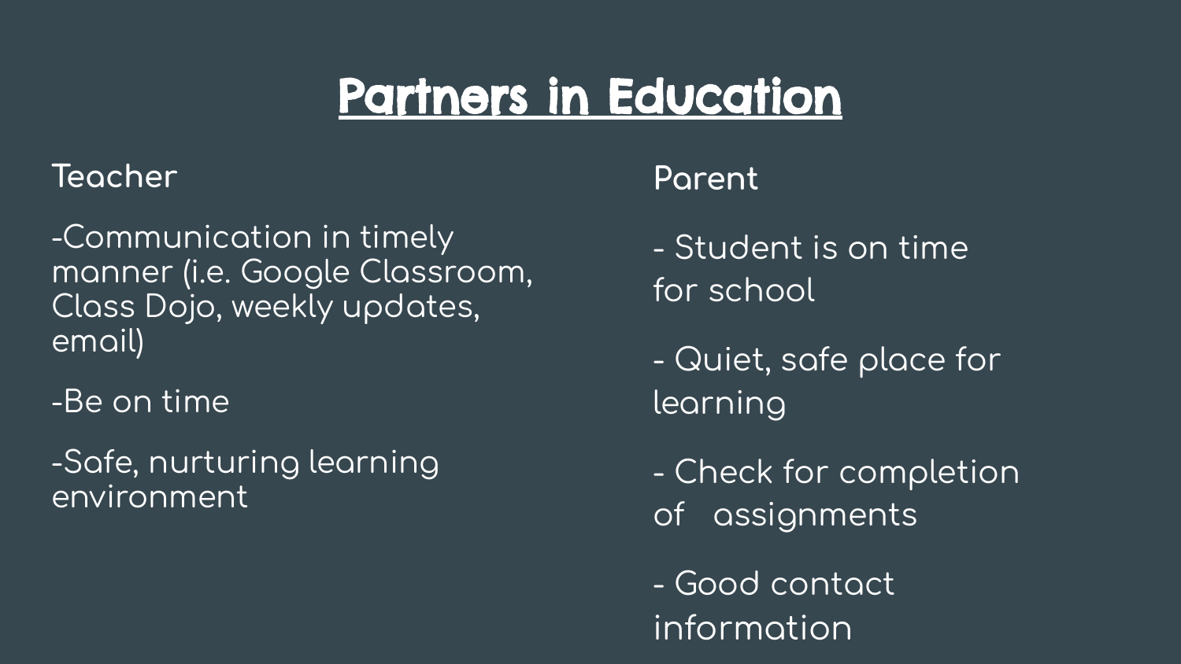# Partners in Education

**Teacher**

-Communication in timely manner (i.e. Google Classroom, Class Dojo, weekly updates, email)

-Be on time

-Safe, nurturing learning environment

**Parent**

- Student is on time for school

- Quiet, safe place for learning

- Check for completion of assignments

- Good contact information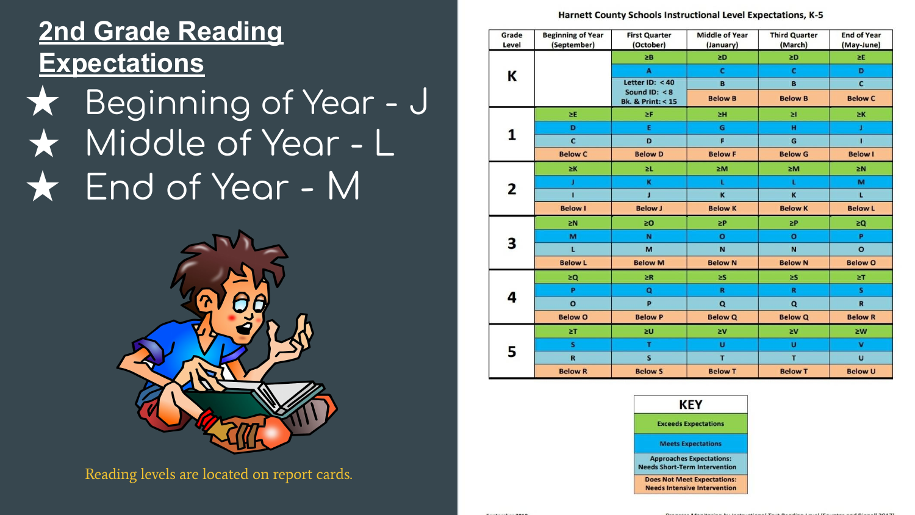## 2nd Grade Reading Expectations

- ★ Beginning of Year - J
- ★ Middle of Year - L
- ★ End of Year - M

Reading levels are located on report cards.

**Harnett County Schools Instructional Level Expectations, K-5**

| Grade Level | Beginning of Year (September) | First Quarter (October) | Middle of Year (January) | Third Quarter (March) | End of Year (May-June) |
|---|---|---|---|---|---|
| K | | ≥B | ≥D | ≥D | ≥E |
| | | A | C | C | D |
| | | Letter ID: < 40 Sound ID: < 8 Bk. & Print: < 15 | B | B | C |
| | | | Below B | Below B | Below C |
| 1 | ≥E | ≥F | ≥H | ≥I | ≥K |
| | D | E | G | H | J |
| | C | D | F | G | I |
| | Below C | Below D | Below F | Below G | Below I |
| 2 | ≥K | ≥L | ≥M | ≥M | ≥N |
| | J | K | L | L | M |
| | I | J | K | K | L |
| | Below I | Below J | Below K | Below K | Below L |
| 3 | ≥N | ≥O | ≥P | ≥P | ≥Q |
| | M | N | O | O | P |
| | L | M | N | N | O |
| | Below L | Below M | Below N | Below N | Below O |
| 4 | ≥Q | ≥R | ≥S | ≥S | ≥T |
| | P | Q | R | R | S |
| | O | P | Q | Q | R |
| | Below O | Below P | Below Q | Below Q | Below R |
| 5 | ≥T | ≥U | ≥V | ≥V | ≥W |
| | S | T | U | U | V |
| | R | S | T | T | U |
| | Below R | Below S | Below T | Below T | Below U |

| KEY |
|---|
| Exceeds Expectations |
| Meets Expectations |
| Approaches Expectations: Needs Short-Term Intervention |
| Does Not Meet Expectations: Needs Intensive Intervention |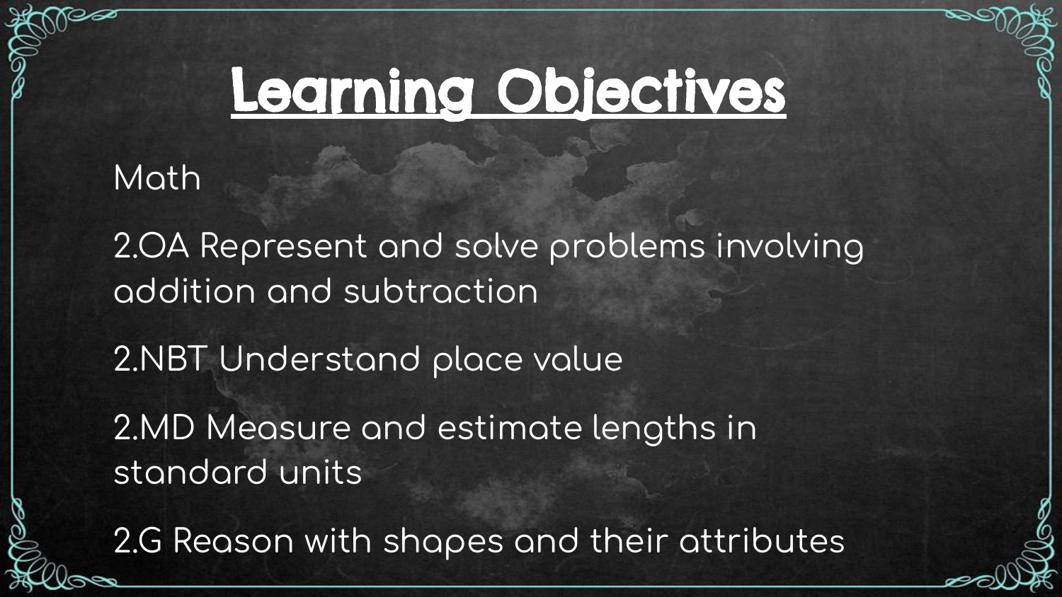# Learning Objectives

Math

2.OA Represent and solve problems involving addition and subtraction

2.NBT Understand place value

2.MD Measure and estimate lengths in standard units

2.G Reason with shapes and their attributes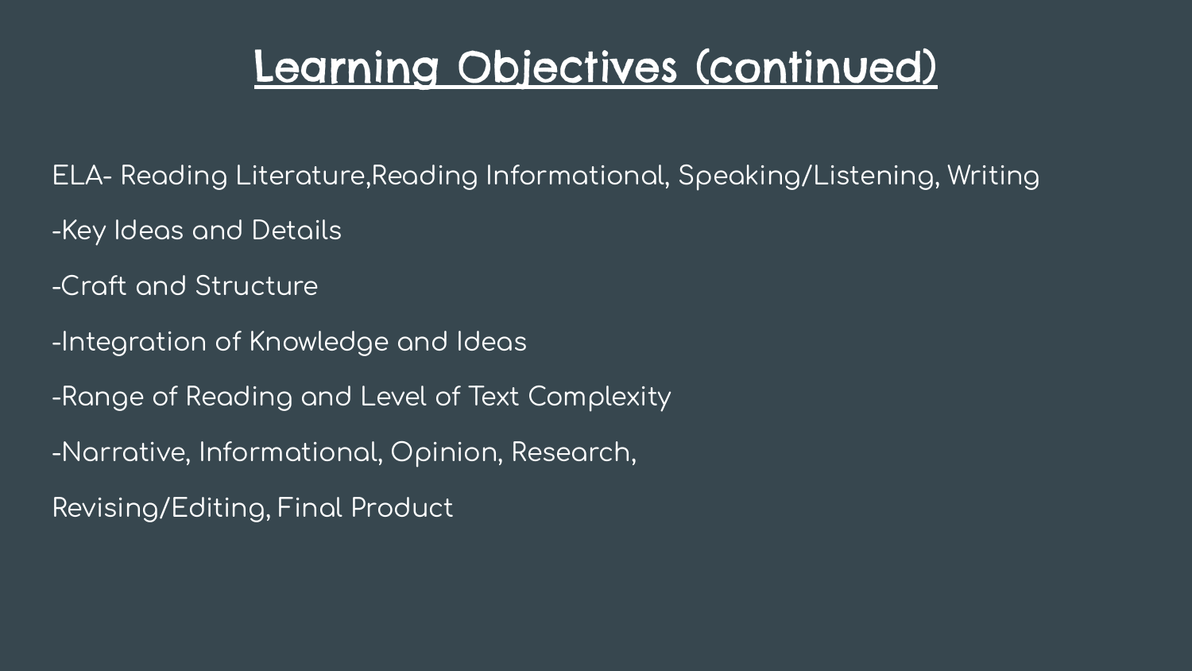# Learning Objectives (continued)

ELA- Reading Literature,Reading Informational, Speaking/Listening, Writing

-Key Ideas and Details

-Craft and Structure

-Integration of Knowledge and Ideas

-Range of Reading and Level of Text Complexity

-Narrative, Informational, Opinion, Research,

Revising/Editing, Final Product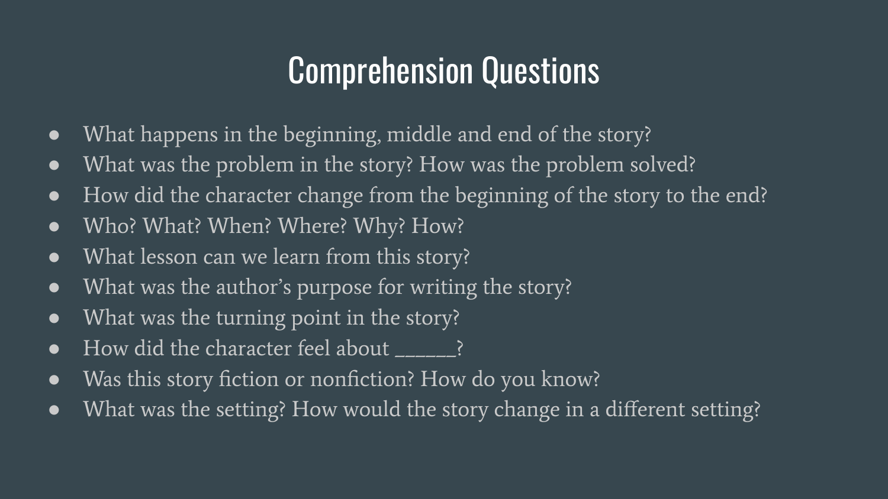# Comprehension Questions

- What happens in the beginning, middle and end of the story?
- What was the problem in the story? How was the problem solved?
- How did the character change from the beginning of the story to the end?
- Who? What? When? Where? Why? How?
- What lesson can we learn from this story?
- What was the author's purpose for writing the story?
- What was the turning point in the story?
- How did the character feel about ______?
- Was this story fiction or nonfiction? How do you know?
- What was the setting? How would the story change in a different setting?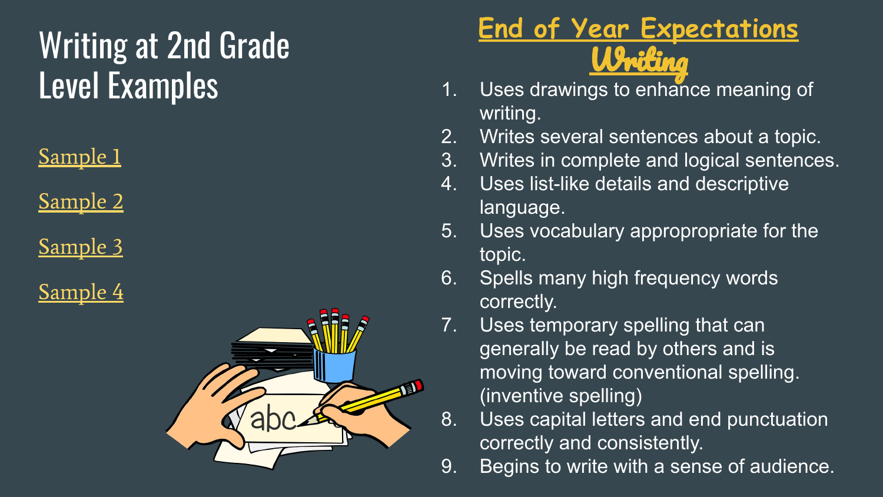# Writing at 2nd Grade Level Examples

Sample 1

Sample 2

Sample 3

Sample 4

## End of Year Expectations

## Writing

1. Uses drawings to enhance meaning of writing.
2. Writes several sentences about a topic.
3. Writes in complete and logical sentences.
4. Uses list-like details and descriptive language.
5. Uses vocabulary appropropriate for the topic.
6. Spells many high frequency words correctly.
7. Uses temporary spelling that can generally be read by others and is moving toward conventional spelling. (inventive spelling)
8. Uses capital letters and end punctuation correctly and consistently.
9. Begins to write with a sense of audience.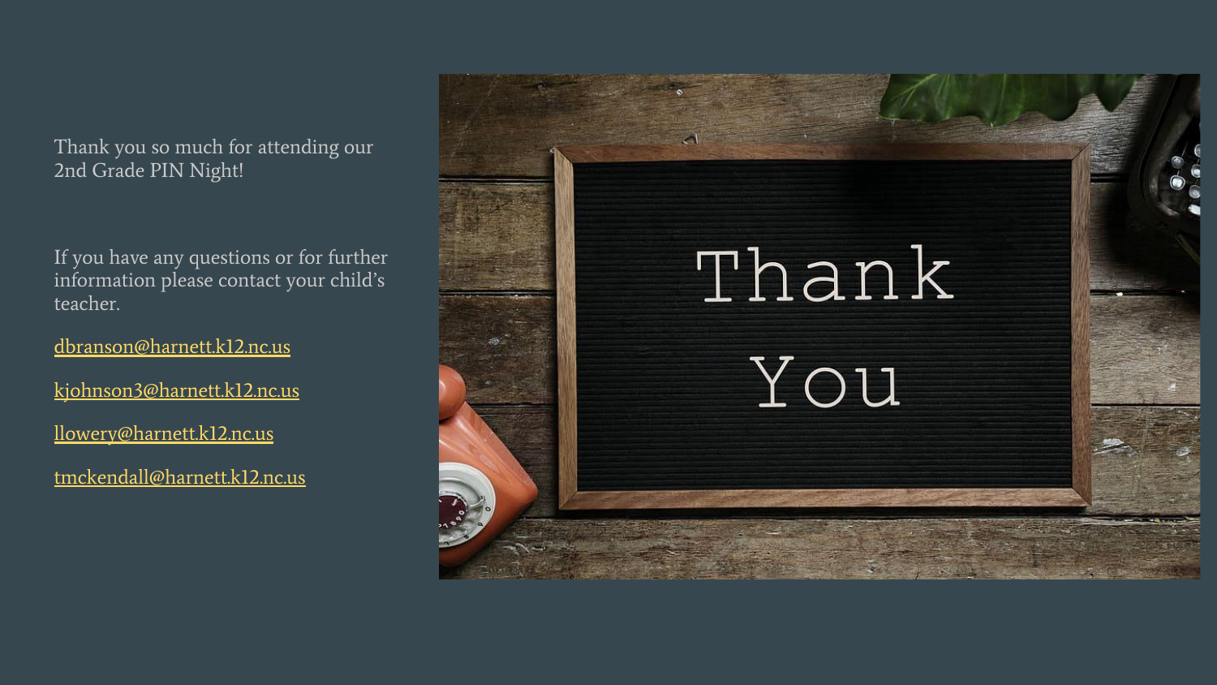Thank you so much for attending our 2nd Grade PIN Night!

If you have any questions or for further information please contact your child's teacher.

dbranson@harnett.k12.nc.us

kjohnson3@harnett.k12.nc.us

llowery@harnett.k12.nc.us

tmckendall@harnett.k12.nc.us